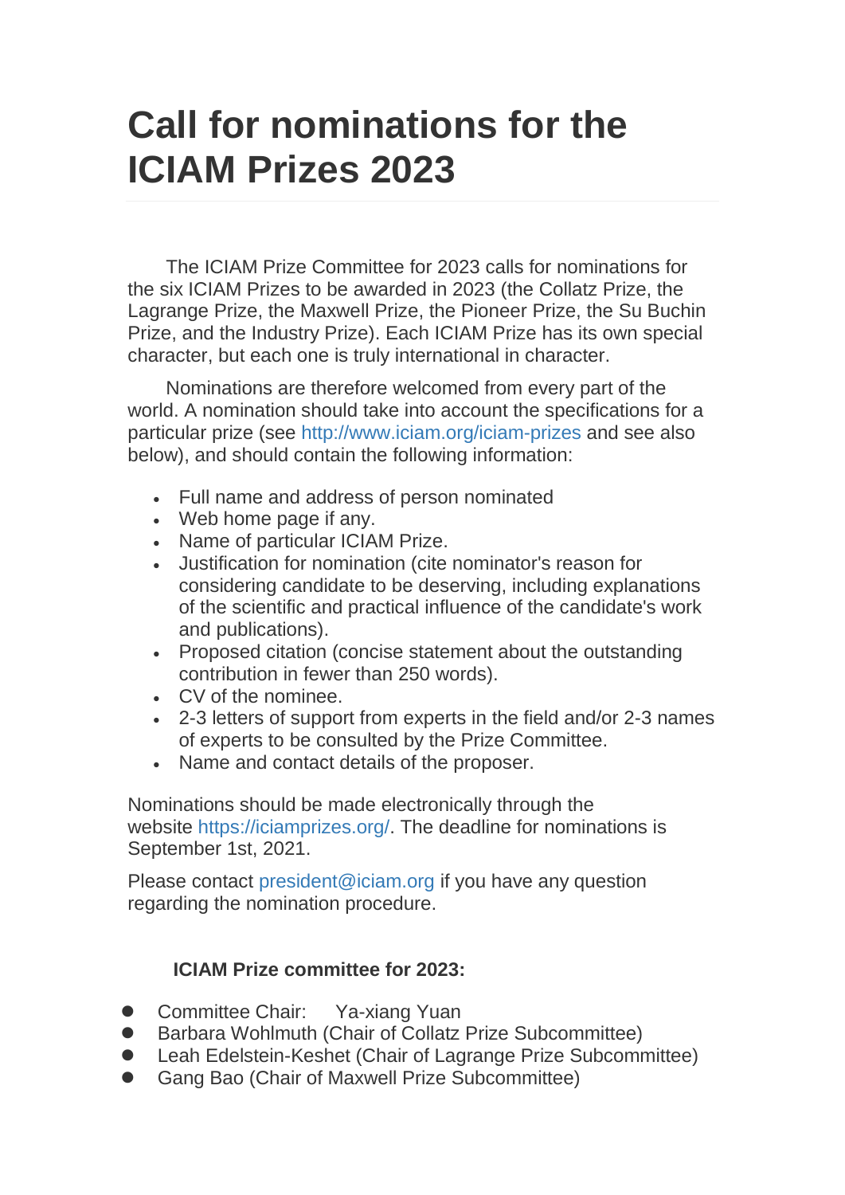# Call for nominations for the ICIAM Prizes 2023

The ICIAM Prize Committee for 2023 calls for nominations for the six ICIAM Prizes to be awarded in 2023 (the Collatz Prize, the Lagrange Prize, the Maxwell Prize, the Pioneer Prize, the Su Buchin Prize, and the Industry Prize). Each ICIAM Prize has its own special character, but each one is truly international in character.

Nominations are therefore welcomed from every part of the world. A nomination should take into account the specifications for a particular prize (see http://www.iciam.org/iciam-prizes and see also below), and should contain the following information:

- Full name and address of person nominated
- Web home page if any.
- Name of particular ICIAM Prize.
- Justification for nomination (cite nominator's reason for considering candidate to be deserving, including explanations of the scientific and practical influence of the candidate's work and publications).
- Proposed citation (concise statement about the outstanding contribution in fewer than 250 words).
- CV of the nominee.
- 2-3 letters of support from experts in the field and/or 2-3 names of experts to be consulted by the Prize Committee.
- Name and contact details of the proposer.

Nominations should be made electronically through the website https://iciamprizes.org/. The deadline for nominations is September 1st, 2021.

Please contact president@iciam.org if you have any question regarding the nomination procedure.

**ICIAM Prize committee for 2023:**

- Committee Chair: Ya-xiang Yuan
- Barbara Wohlmuth (Chair of Collatz Prize Subcommittee)
- Leah Edelstein-Keshet (Chair of Lagrange Prize Subcommittee)
- Gang Bao (Chair of Maxwell Prize Subcommittee)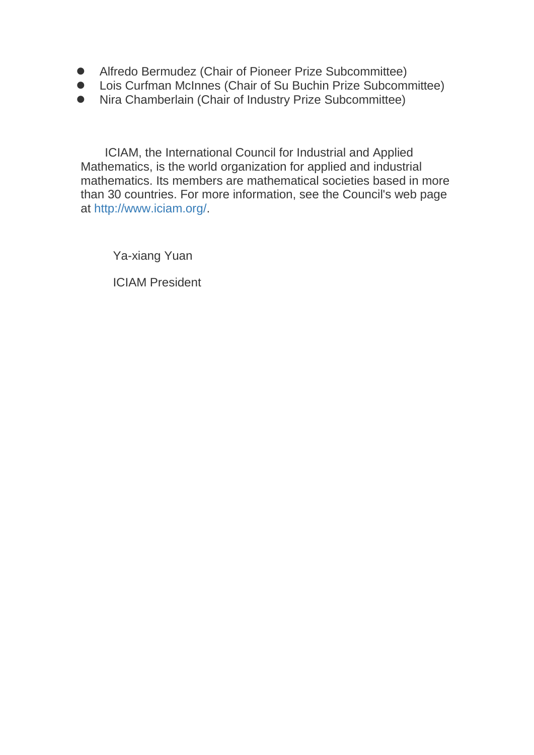- Alfredo Bermudez (Chair of Pioneer Prize Subcommittee)
- Lois Curfman McInnes (Chair of Su Buchin Prize Subcommittee)
- Nira Chamberlain (Chair of Industry Prize Subcommittee)

ICIAM, the International Council for Industrial and Applied Mathematics, is the world organization for applied and industrial mathematics. Its members are mathematical societies based in more than 30 countries. For more information, see the Council's web page at http://www.iciam.org/.

Ya-xiang Yuan

ICIAM President